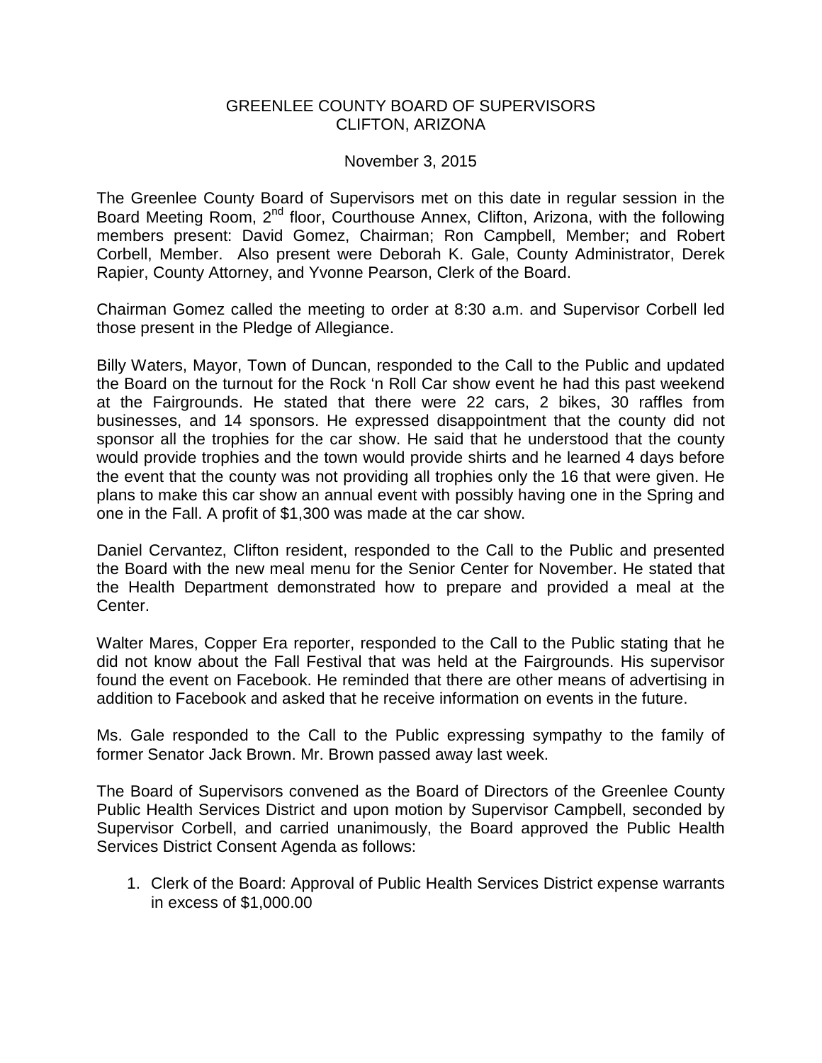# GREENLEE COUNTY BOARD OF SUPERVISORS
## CLIFTON, ARIZONA

November 3, 2015

The Greenlee County Board of Supervisors met on this date in regular session in the Board Meeting Room, 2nd floor, Courthouse Annex, Clifton, Arizona, with the following members present: David Gomez, Chairman; Ron Campbell, Member; and Robert Corbell, Member. Also present were Deborah K. Gale, County Administrator, Derek Rapier, County Attorney, and Yvonne Pearson, Clerk of the Board.

Chairman Gomez called the meeting to order at 8:30 a.m. and Supervisor Corbell led those present in the Pledge of Allegiance.

Billy Waters, Mayor, Town of Duncan, responded to the Call to the Public and updated the Board on the turnout for the Rock 'n Roll Car show event he had this past weekend at the Fairgrounds. He stated that there were 22 cars, 2 bikes, 30 raffles from businesses, and 14 sponsors. He expressed disappointment that the county did not sponsor all the trophies for the car show. He said that he understood that the county would provide trophies and the town would provide shirts and he learned 4 days before the event that the county was not providing all trophies only the 16 that were given. He plans to make this car show an annual event with possibly having one in the Spring and one in the Fall. A profit of $1,300 was made at the car show.

Daniel Cervantez, Clifton resident, responded to the Call to the Public and presented the Board with the new meal menu for the Senior Center for November. He stated that the Health Department demonstrated how to prepare and provided a meal at the Center.

Walter Mares, Copper Era reporter, responded to the Call to the Public stating that he did not know about the Fall Festival that was held at the Fairgrounds. His supervisor found the event on Facebook. He reminded that there are other means of advertising in addition to Facebook and asked that he receive information on events in the future.

Ms. Gale responded to the Call to the Public expressing sympathy to the family of former Senator Jack Brown. Mr. Brown passed away last week.

The Board of Supervisors convened as the Board of Directors of the Greenlee County Public Health Services District and upon motion by Supervisor Campbell, seconded by Supervisor Corbell, and carried unanimously, the Board approved the Public Health Services District Consent Agenda as follows:

1. Clerk of the Board: Approval of Public Health Services District expense warrants in excess of $1,000.00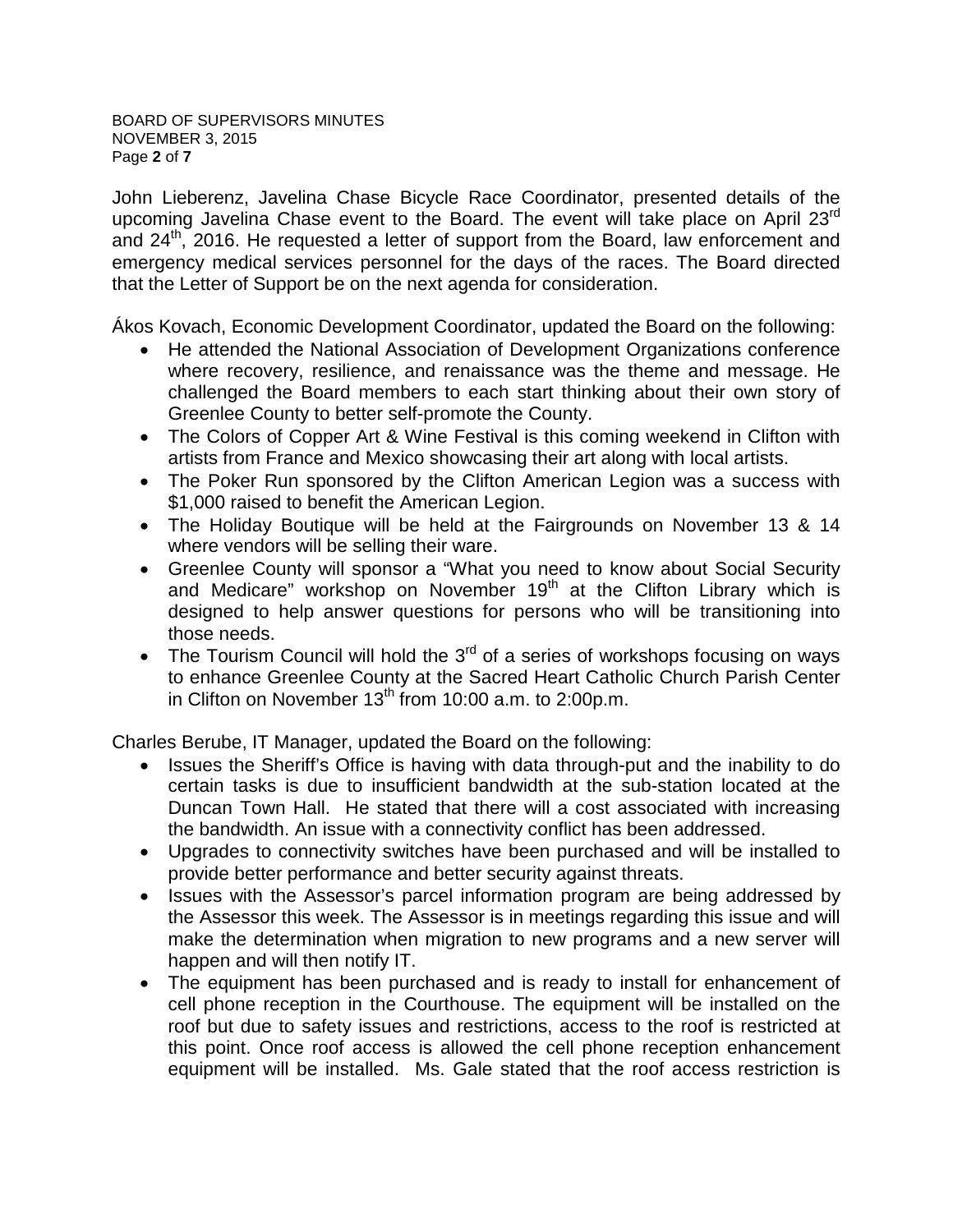John Lieberenz, Javelina Chase Bicycle Race Coordinator, presented details of the upcoming Javelina Chase event to the Board. The event will take place on April 23rd and 24th, 2016. He requested a letter of support from the Board, law enforcement and emergency medical services personnel for the days of the races. The Board directed that the Letter of Support be on the next agenda for consideration.

Ákos Kovach, Economic Development Coordinator, updated the Board on the following:

- He attended the National Association of Development Organizations conference where recovery, resilience, and renaissance was the theme and message. He challenged the Board members to each start thinking about their own story of Greenlee County to better self-promote the County.
- The Colors of Copper Art & Wine Festival is this coming weekend in Clifton with artists from France and Mexico showcasing their art along with local artists.
- The Poker Run sponsored by the Clifton American Legion was a success with $1,000 raised to benefit the American Legion.
- The Holiday Boutique will be held at the Fairgrounds on November 13 & 14 where vendors will be selling their ware.
- Greenlee County will sponsor a "What you need to know about Social Security and Medicare" workshop on November 19th at the Clifton Library which is designed to help answer questions for persons who will be transitioning into those needs.
- The Tourism Council will hold the 3rd of a series of workshops focusing on ways to enhance Greenlee County at the Sacred Heart Catholic Church Parish Center in Clifton on November 13th from 10:00 a.m. to 2:00p.m.

Charles Berube, IT Manager, updated the Board on the following:

- Issues the Sheriff's Office is having with data through-put and the inability to do certain tasks is due to insufficient bandwidth at the sub-station located at the Duncan Town Hall. He stated that there will a cost associated with increasing the bandwidth. An issue with a connectivity conflict has been addressed.
- Upgrades to connectivity switches have been purchased and will be installed to provide better performance and better security against threats.
- Issues with the Assessor's parcel information program are being addressed by the Assessor this week. The Assessor is in meetings regarding this issue and will make the determination when migration to new programs and a new server will happen and will then notify IT.
- The equipment has been purchased and is ready to install for enhancement of cell phone reception in the Courthouse. The equipment will be installed on the roof but due to safety issues and restrictions, access to the roof is restricted at this point. Once roof access is allowed the cell phone reception enhancement equipment will be installed. Ms. Gale stated that the roof access restriction is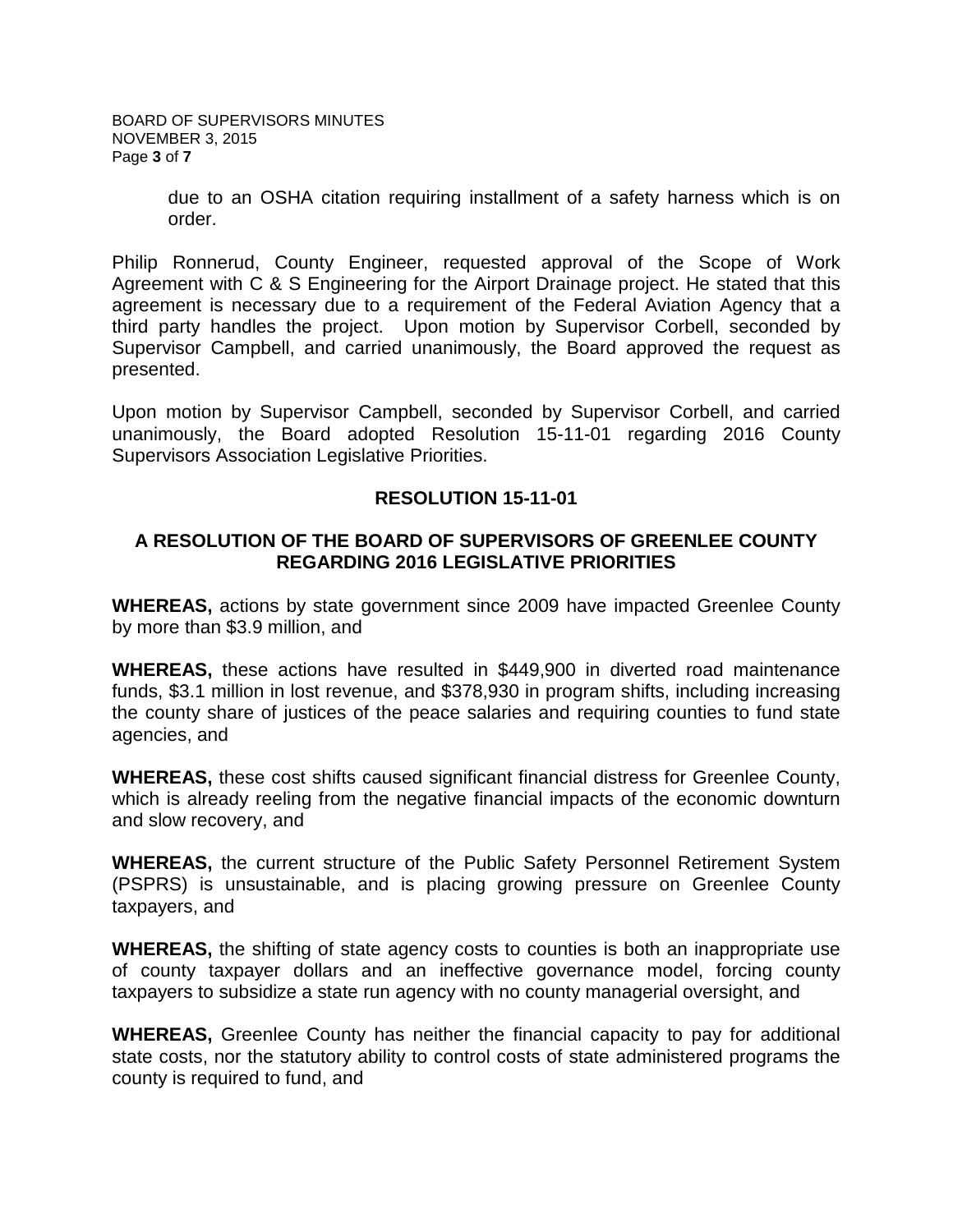due to an OSHA citation requiring installment of a safety harness which is on order.

Philip Ronnerud, County Engineer, requested approval of the Scope of Work Agreement with C & S Engineering for the Airport Drainage project. He stated that this agreement is necessary due to a requirement of the Federal Aviation Agency that a third party handles the project. Upon motion by Supervisor Corbell, seconded by Supervisor Campbell, and carried unanimously, the Board approved the request as presented.

Upon motion by Supervisor Campbell, seconded by Supervisor Corbell, and carried unanimously, the Board adopted Resolution 15-11-01 regarding 2016 County Supervisors Association Legislative Priorities.

**RESOLUTION 15-11-01**

**A RESOLUTION OF THE BOARD OF SUPERVISORS OF GREENLEE COUNTY REGARDING 2016 LEGISLATIVE PRIORITIES**

**WHEREAS,** actions by state government since 2009 have impacted Greenlee County by more than $3.9 million, and

**WHEREAS,** these actions have resulted in $449,900 in diverted road maintenance funds, $3.1 million in lost revenue, and $378,930 in program shifts, including increasing the county share of justices of the peace salaries and requiring counties to fund state agencies, and

**WHEREAS,** these cost shifts caused significant financial distress for Greenlee County, which is already reeling from the negative financial impacts of the economic downturn and slow recovery, and

**WHEREAS,** the current structure of the Public Safety Personnel Retirement System (PSPRS) is unsustainable, and is placing growing pressure on Greenlee County taxpayers, and

**WHEREAS,** the shifting of state agency costs to counties is both an inappropriate use of county taxpayer dollars and an ineffective governance model, forcing county taxpayers to subsidize a state run agency with no county managerial oversight, and

**WHEREAS,** Greenlee County has neither the financial capacity to pay for additional state costs, nor the statutory ability to control costs of state administered programs the county is required to fund, and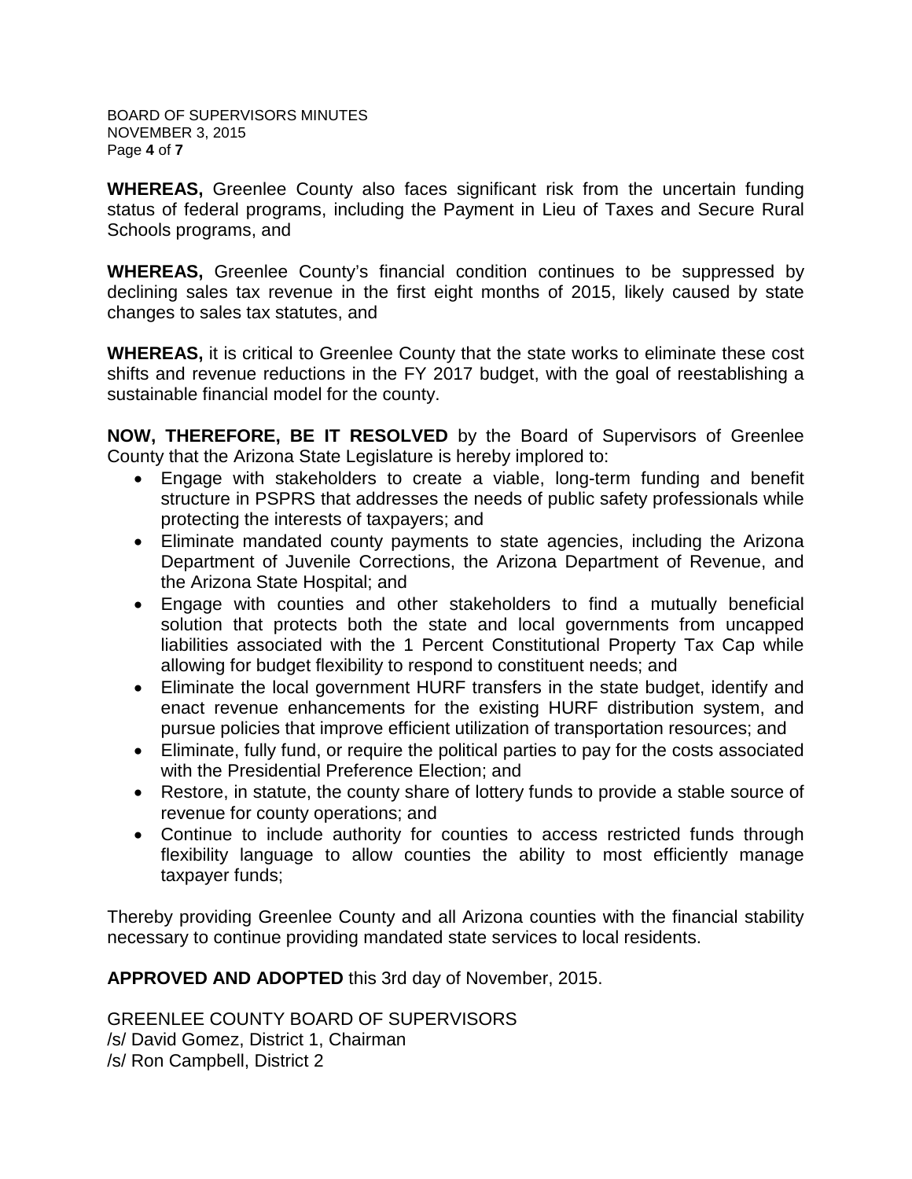**WHEREAS,** Greenlee County also faces significant risk from the uncertain funding status of federal programs, including the Payment in Lieu of Taxes and Secure Rural Schools programs, and

**WHEREAS,** Greenlee County's financial condition continues to be suppressed by declining sales tax revenue in the first eight months of 2015, likely caused by state changes to sales tax statutes, and

**WHEREAS,** it is critical to Greenlee County that the state works to eliminate these cost shifts and revenue reductions in the FY 2017 budget, with the goal of reestablishing a sustainable financial model for the county.

**NOW, THEREFORE, BE IT RESOLVED** by the Board of Supervisors of Greenlee County that the Arizona State Legislature is hereby implored to:

- Engage with stakeholders to create a viable, long-term funding and benefit structure in PSPRS that addresses the needs of public safety professionals while protecting the interests of taxpayers; and
- Eliminate mandated county payments to state agencies, including the Arizona Department of Juvenile Corrections, the Arizona Department of Revenue, and the Arizona State Hospital; and
- Engage with counties and other stakeholders to find a mutually beneficial solution that protects both the state and local governments from uncapped liabilities associated with the 1 Percent Constitutional Property Tax Cap while allowing for budget flexibility to respond to constituent needs; and
- Eliminate the local government HURF transfers in the state budget, identify and enact revenue enhancements for the existing HURF distribution system, and pursue policies that improve efficient utilization of transportation resources; and
- Eliminate, fully fund, or require the political parties to pay for the costs associated with the Presidential Preference Election; and
- Restore, in statute, the county share of lottery funds to provide a stable source of revenue for county operations; and
- Continue to include authority for counties to access restricted funds through flexibility language to allow counties the ability to most efficiently manage taxpayer funds;

Thereby providing Greenlee County and all Arizona counties with the financial stability necessary to continue providing mandated state services to local residents.

**APPROVED AND ADOPTED** this 3rd day of November, 2015.

GREENLEE COUNTY BOARD OF SUPERVISORS
/s/ David Gomez, District 1, Chairman
/s/ Ron Campbell, District 2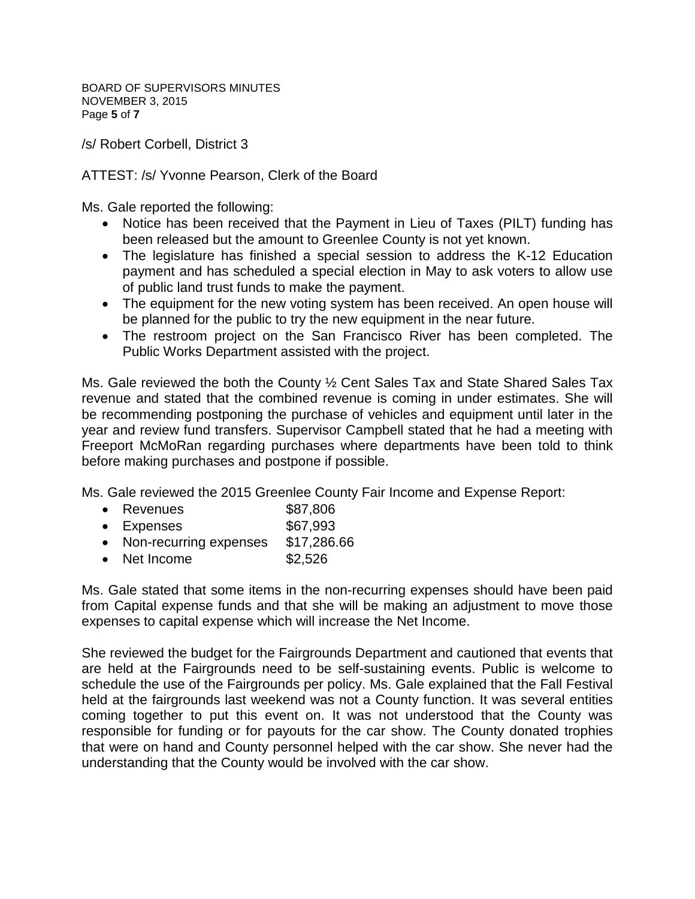/s/ Robert Corbell, District 3

ATTEST: /s/ Yvonne Pearson, Clerk of the Board

Ms. Gale reported the following:

- Notice has been received that the Payment in Lieu of Taxes (PILT) funding has been released but the amount to Greenlee County is not yet known.
- The legislature has finished a special session to address the K-12 Education payment and has scheduled a special election in May to ask voters to allow use of public land trust funds to make the payment.
- The equipment for the new voting system has been received. An open house will be planned for the public to try the new equipment in the near future.
- The restroom project on the San Francisco River has been completed. The Public Works Department assisted with the project.

Ms. Gale reviewed the both the County ½ Cent Sales Tax and State Shared Sales Tax revenue and stated that the combined revenue is coming in under estimates. She will be recommending postponing the purchase of vehicles and equipment until later in the year and review fund transfers. Supervisor Campbell stated that he had a meeting with Freeport McMoRan regarding purchases where departments have been told to think before making purchases and postpone if possible.

Ms. Gale reviewed the 2015 Greenlee County Fair Income and Expense Report:

- Revenues $87,806
- Expenses $67,993
- Non-recurring expenses $17,286.66
- Net Income $2,526

Ms. Gale stated that some items in the non-recurring expenses should have been paid from Capital expense funds and that she will be making an adjustment to move those expenses to capital expense which will increase the Net Income.

She reviewed the budget for the Fairgrounds Department and cautioned that events that are held at the Fairgrounds need to be self-sustaining events. Public is welcome to schedule the use of the Fairgrounds per policy. Ms. Gale explained that the Fall Festival held at the fairgrounds last weekend was not a County function. It was several entities coming together to put this event on. It was not understood that the County was responsible for funding or for payouts for the car show. The County donated trophies that were on hand and County personnel helped with the car show. She never had the understanding that the County would be involved with the car show.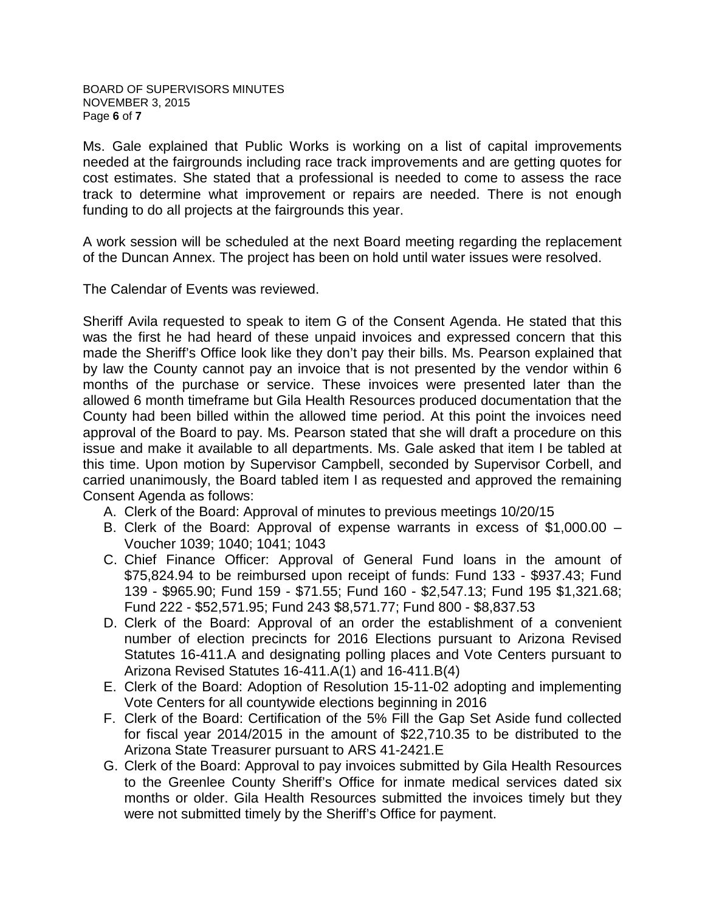Ms. Gale explained that Public Works is working on a list of capital improvements needed at the fairgrounds including race track improvements and are getting quotes for cost estimates. She stated that a professional is needed to come to assess the race track to determine what improvement or repairs are needed. There is not enough funding to do all projects at the fairgrounds this year.

A work session will be scheduled at the next Board meeting regarding the replacement of the Duncan Annex. The project has been on hold until water issues were resolved.

The Calendar of Events was reviewed.

Sheriff Avila requested to speak to item G of the Consent Agenda. He stated that this was the first he had heard of these unpaid invoices and expressed concern that this made the Sheriff's Office look like they don't pay their bills. Ms. Pearson explained that by law the County cannot pay an invoice that is not presented by the vendor within 6 months of the purchase or service. These invoices were presented later than the allowed 6 month timeframe but Gila Health Resources produced documentation that the County had been billed within the allowed time period. At this point the invoices need approval of the Board to pay. Ms. Pearson stated that she will draft a procedure on this issue and make it available to all departments. Ms. Gale asked that item I be tabled at this time. Upon motion by Supervisor Campbell, seconded by Supervisor Corbell, and carried unanimously, the Board tabled item I as requested and approved the remaining Consent Agenda as follows:

A. Clerk of the Board: Approval of minutes to previous meetings 10/20/15
B. Clerk of the Board: Approval of expense warrants in excess of $1,000.00 – Voucher 1039; 1040; 1041; 1043
C. Chief Finance Officer: Approval of General Fund loans in the amount of $75,824.94 to be reimbursed upon receipt of funds: Fund 133 - $937.43; Fund 139 - $965.90; Fund 159 - $71.55; Fund 160 - $2,547.13; Fund 195 $1,321.68; Fund 222 - $52,571.95; Fund 243 $8,571.77; Fund 800 - $8,837.53
D. Clerk of the Board: Approval of an order the establishment of a convenient number of election precincts for 2016 Elections pursuant to Arizona Revised Statutes 16-411.A and designating polling places and Vote Centers pursuant to Arizona Revised Statutes 16-411.A(1) and 16-411.B(4)
E. Clerk of the Board: Adoption of Resolution 15-11-02 adopting and implementing Vote Centers for all countywide elections beginning in 2016
F. Clerk of the Board: Certification of the 5% Fill the Gap Set Aside fund collected for fiscal year 2014/2015 in the amount of $22,710.35 to be distributed to the Arizona State Treasurer pursuant to ARS 41-2421.E
G. Clerk of the Board: Approval to pay invoices submitted by Gila Health Resources to the Greenlee County Sheriff's Office for inmate medical services dated six months or older. Gila Health Resources submitted the invoices timely but they were not submitted timely by the Sheriff's Office for payment.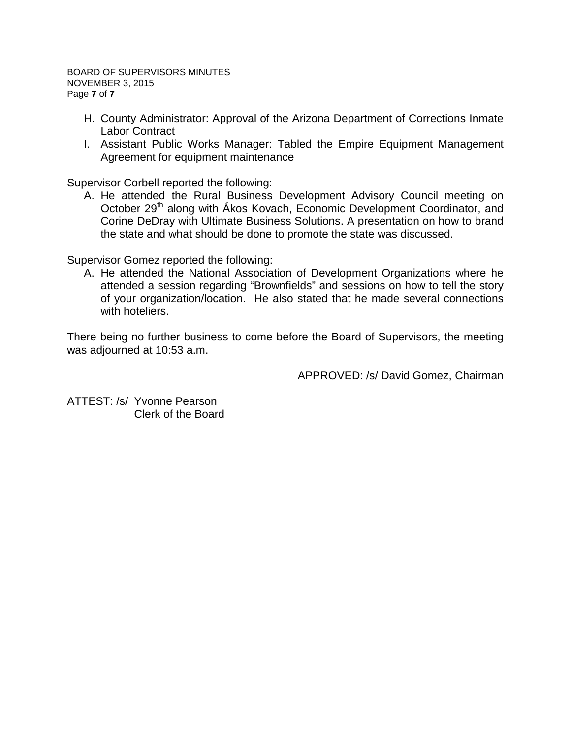H. County Administrator: Approval of the Arizona Department of Corrections Inmate Labor Contract
I. Assistant Public Works Manager: Tabled the Empire Equipment Management Agreement for equipment maintenance

Supervisor Corbell reported the following:

A. He attended the Rural Business Development Advisory Council meeting on October 29th along with Ákos Kovach, Economic Development Coordinator, and Corine DeDray with Ultimate Business Solutions. A presentation on how to brand the state and what should be done to promote the state was discussed.

Supervisor Gomez reported the following:

A. He attended the National Association of Development Organizations where he attended a session regarding "Brownfields" and sessions on how to tell the story of your organization/location. He also stated that he made several connections with hoteliers.

There being no further business to come before the Board of Supervisors, the meeting was adjourned at 10:53 a.m.

APPROVED: /s/ David Gomez, Chairman

ATTEST: /s/ Yvonne Pearson
Clerk of the Board